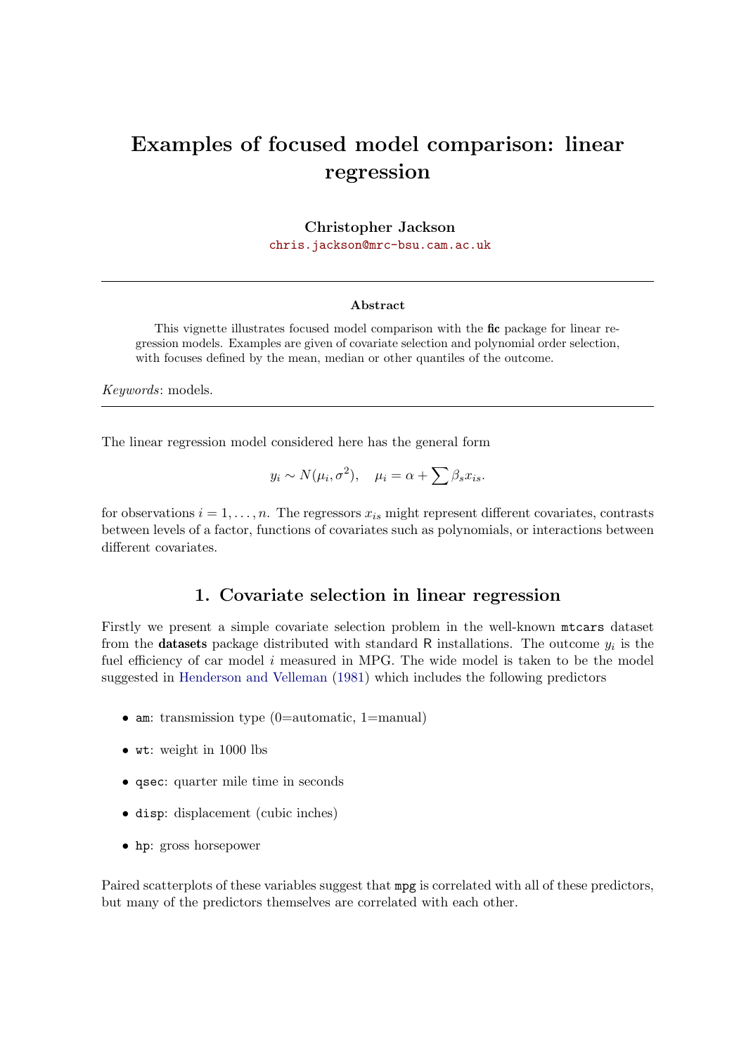# Examples of focused model comparison: linear regression

**Christopher Jackson**
chris.jackson@mrc-bsu.cam.ac.uk

---

**Abstract**

This vignette illustrates focused model comparison with the **fic** package for linear regression models. Examples are given of covariate selection and polynomial order selection, with focuses defined by the mean, median or other quantiles of the outcome.

*Keywords*: models.

---

The linear regression model considered here has the general form

$$y_i \sim N(\mu_i, \sigma^2), \quad \mu_i = \alpha + \sum \beta_s x_{is}.$$

for observations $i = 1, \ldots, n$. The regressors $x_{is}$ might represent different covariates, contrasts between levels of a factor, functions of covariates such as polynomials, or interactions between different covariates.

## 1. Covariate selection in linear regression

Firstly we present a simple covariate selection problem in the well-known `mtcars` dataset from the **datasets** package distributed with standard R installations. The outcome $y_i$ is the fuel efficiency of car model $i$ measured in MPG. The wide model is taken to be the model suggested in Henderson and Velleman (1981) which includes the following predictors

- `am`: transmission type (0=automatic, 1=manual)
- `wt`: weight in 1000 lbs
- `qsec`: quarter mile time in seconds
- `disp`: displacement (cubic inches)
- `hp`: gross horsepower

Paired scatterplots of these variables suggest that `mpg` is correlated with all of these predictors, but many of the predictors themselves are correlated with each other.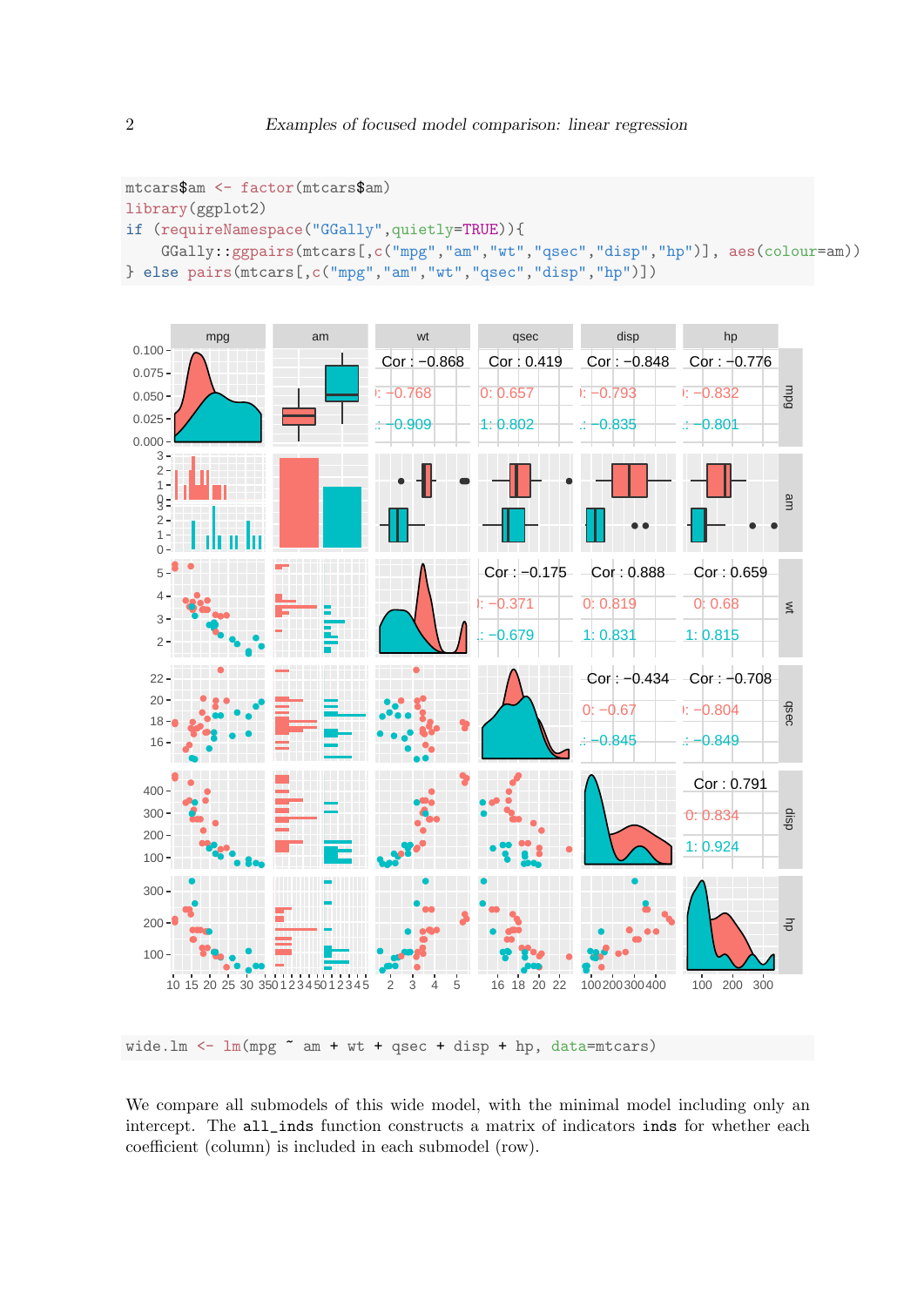```
mtcars$am <- factor(mtcars$am)
library(ggplot2)
if (requireNamespace("GGally",quietly=TRUE)){
    GGally::ggpairs(mtcars[,c("mpg","am","wt","qsec","disp","hp")], aes(colour=am))
} else pairs(mtcars[,c("mpg","am","wt","qsec","disp","hp")])
```

```
wide.lm <- lm(mpg ~ am + wt + qsec + disp + hp, data=mtcars)
```

We compare all submodels of this wide model, with the minimal model including only an intercept. The `all_inds` function constructs a matrix of indicators `inds` for whether each coefficient (column) is included in each submodel (row).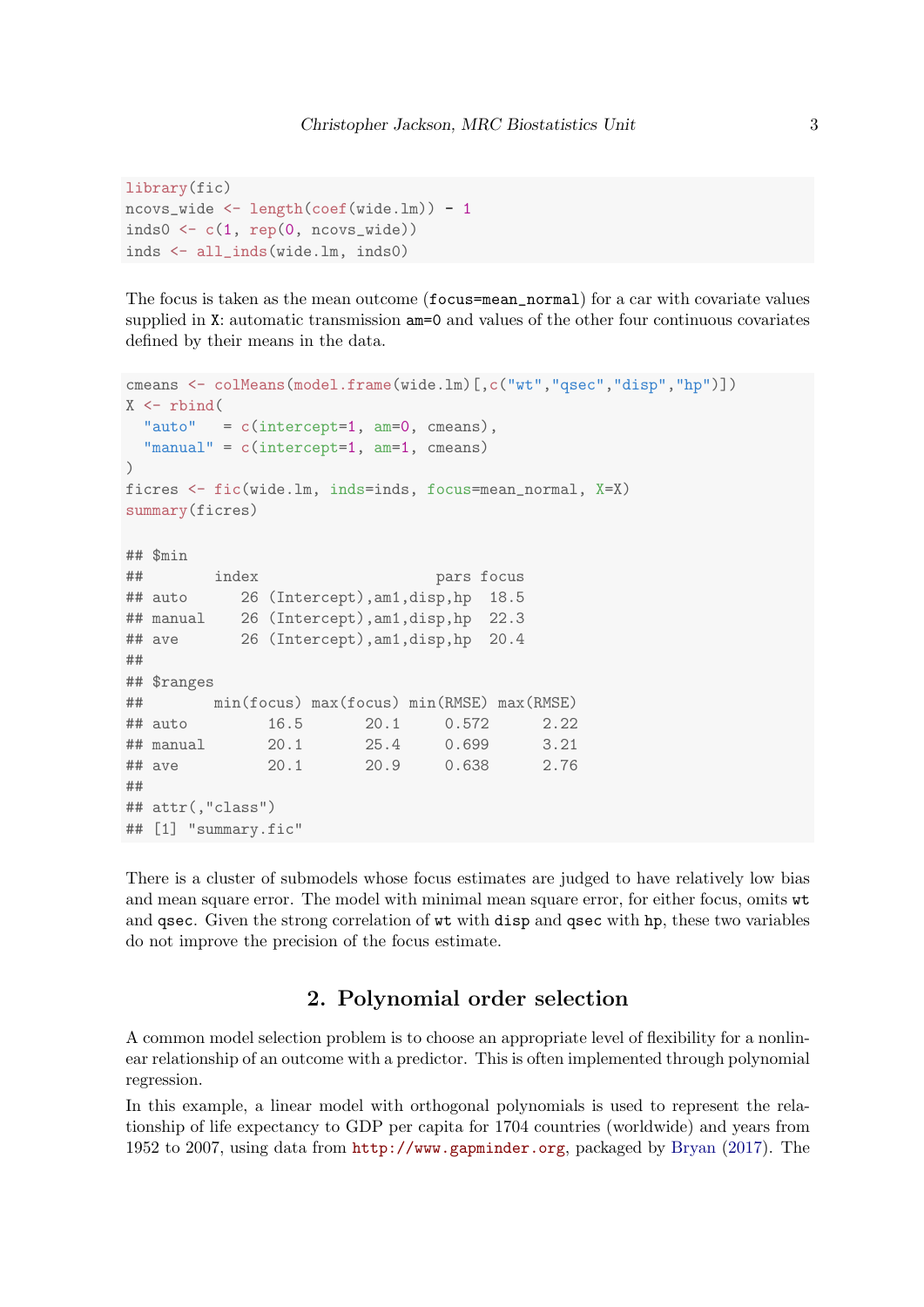```
library(fic)
ncovs_wide <- length(coef(wide.lm)) - 1
inds0 <- c(1, rep(0, ncovs_wide))
inds <- all_inds(wide.lm, inds0)
```

The focus is taken as the mean outcome (`focus=mean_normal`) for a car with covariate values supplied in `X`: automatic transmission `am=0` and values of the other four continuous covariates defined by their means in the data.

```
cmeans <- colMeans(model.frame(wide.lm)[,c("wt","qsec","disp","hp")])
X <- rbind(
  "auto"   = c(intercept=1, am=0, cmeans),
  "manual" = c(intercept=1, am=1, cmeans)
)
ficres <- fic(wide.lm, inds=inds, focus=mean_normal, X=X)
summary(ficres)

## $min
##        index                   pars focus
## auto      26 (Intercept),am1,disp,hp  18.5
## manual    26 (Intercept),am1,disp,hp  22.3
## ave       26 (Intercept),am1,disp,hp  20.4
##
## $ranges
##        min(focus) max(focus) min(RMSE) max(RMSE)
## auto         16.5       20.1     0.572      2.22
## manual       20.1       25.4     0.699      3.21
## ave          20.1       20.9     0.638      2.76
##
## attr(,"class")
## [1] "summary.fic"
```

There is a cluster of submodels whose focus estimates are judged to have relatively low bias and mean square error. The model with minimal mean square error, for either focus, omits `wt` and `qsec`. Given the strong correlation of `wt` with `disp` and `qsec` with `hp`, these two variables do not improve the precision of the focus estimate.

## 2. Polynomial order selection

A common model selection problem is to choose an appropriate level of flexibility for a nonlinear relationship of an outcome with a predictor. This is often implemented through polynomial regression.

In this example, a linear model with orthogonal polynomials is used to represent the relationship of life expectancy to GDP per capita for 1704 countries (worldwide) and years from 1952 to 2007, using data from http://www.gapminder.org, packaged by Bryan (2017). The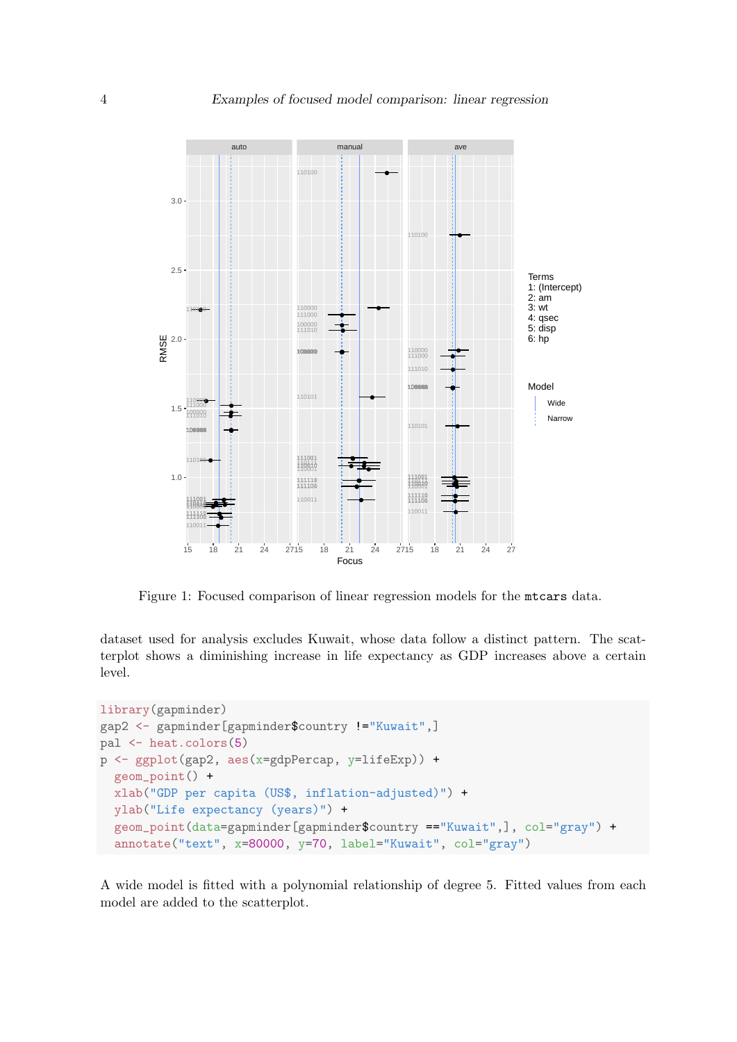Figure 1: Focused comparison of linear regression models for the `mtcars` data.

dataset used for analysis excludes Kuwait, whose data follow a distinct pattern. The scatterplot shows a diminishing increase in life expectancy as GDP increases above a certain level.

```
library(gapminder)
gap2 <- gapminder[gapminder$country !="Kuwait",]
pal <- heat.colors(5)
p <- ggplot(gap2, aes(x=gdpPercap, y=lifeExp)) +
  geom_point() +
  xlab("GDP per capita (US$, inflation-adjusted)") +
  ylab("Life expectancy (years)") +
  geom_point(data=gapminder[gapminder$country =="Kuwait",], col="gray") +
  annotate("text", x=80000, y=70, label="Kuwait", col="gray")
```

A wide model is fitted with a polynomial relationship of degree 5. Fitted values from each model are added to the scatterplot.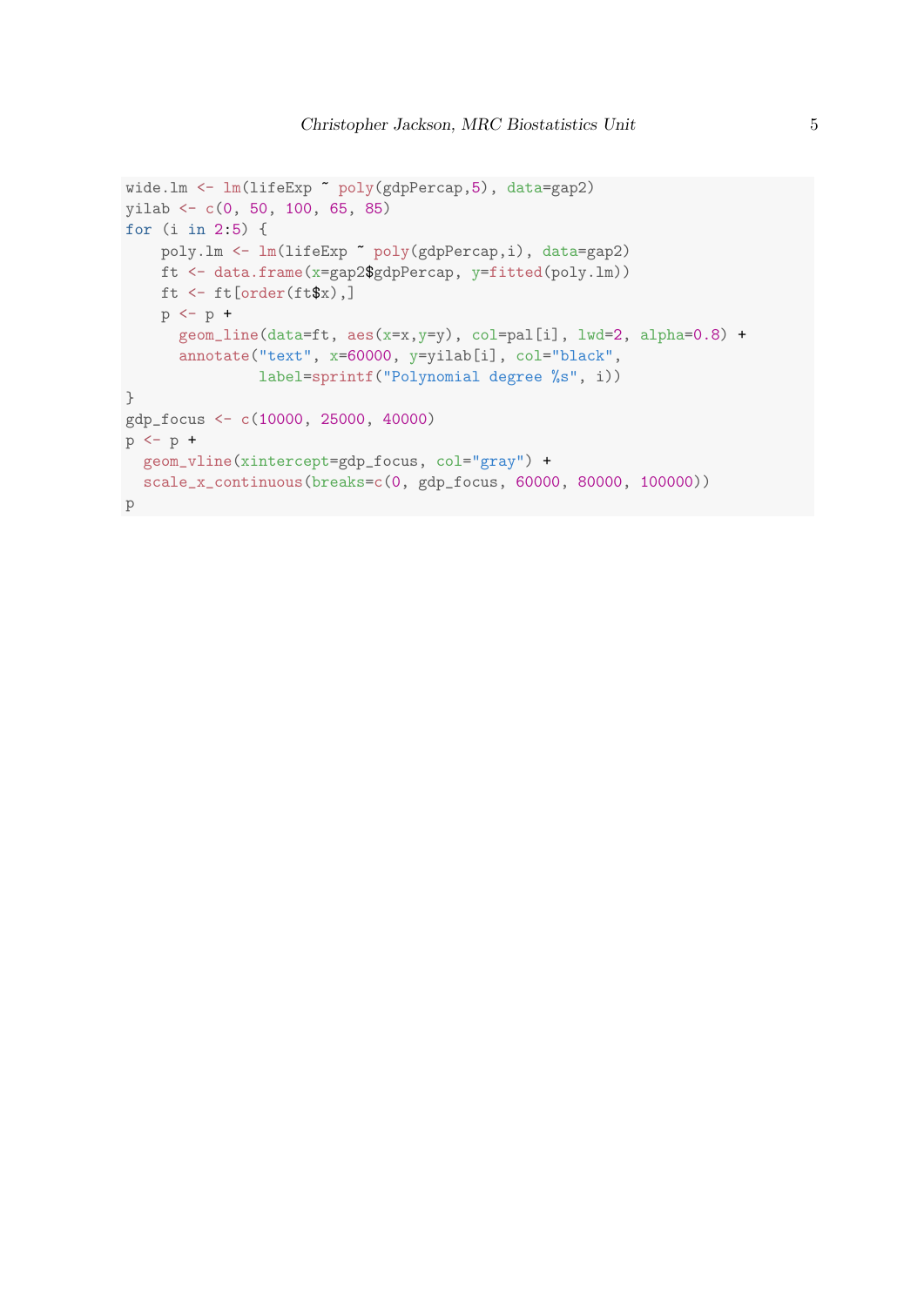```
wide.lm <- lm(lifeExp ~ poly(gdpPercap,5), data=gap2)
yilab <- c(0, 50, 100, 65, 85)
for (i in 2:5) {
    poly.lm <- lm(lifeExp ~ poly(gdpPercap,i), data=gap2)
    ft <- data.frame(x=gap2$gdpPercap, y=fitted(poly.lm))
    ft <- ft[order(ft$x),]
    p <- p +
      geom_line(data=ft, aes(x=x,y=y), col=pal[i], lwd=2, alpha=0.8) +
      annotate("text", x=60000, y=yilab[i], col="black",
               label=sprintf("Polynomial degree %s", i))
}
gdp_focus <- c(10000, 25000, 40000)
p <- p +
  geom_vline(xintercept=gdp_focus, col="gray") +
  scale_x_continuous(breaks=c(0, gdp_focus, 60000, 80000, 100000))
p
```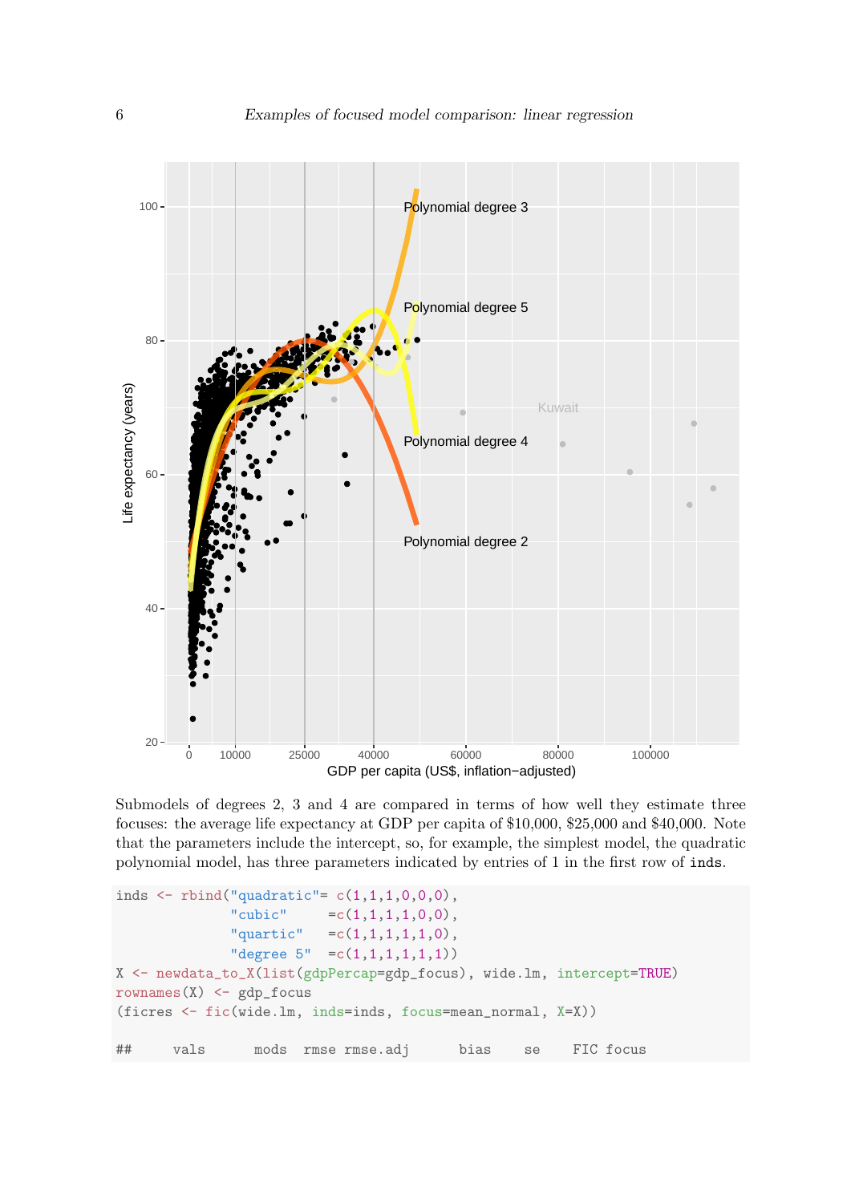Submodels of degrees 2, 3 and 4 are compared in terms of how well they estimate three focuses: the average life expectancy at GDP per capita of $10,000, $25,000 and $40,000. Note that the parameters include the intercept, so, for example, the simplest model, the quadratic polynomial model, has three parameters indicated by entries of 1 in the first row of `inds`.

```
inds <- rbind("quadratic"= c(1,1,1,0,0,0),
              "cubic"     =c(1,1,1,1,0,0),
              "quartic"   =c(1,1,1,1,1,0),
              "degree 5"  =c(1,1,1,1,1,1))
X <- newdata_to_X(list(gdpPercap=gdp_focus), wide.lm, intercept=TRUE)
rownames(X) <- gdp_focus
(ficres <- fic(wide.lm, inds=inds, focus=mean_normal, X=X))

##     vals      mods  rmse rmse.adj      bias    se    FIC focus
```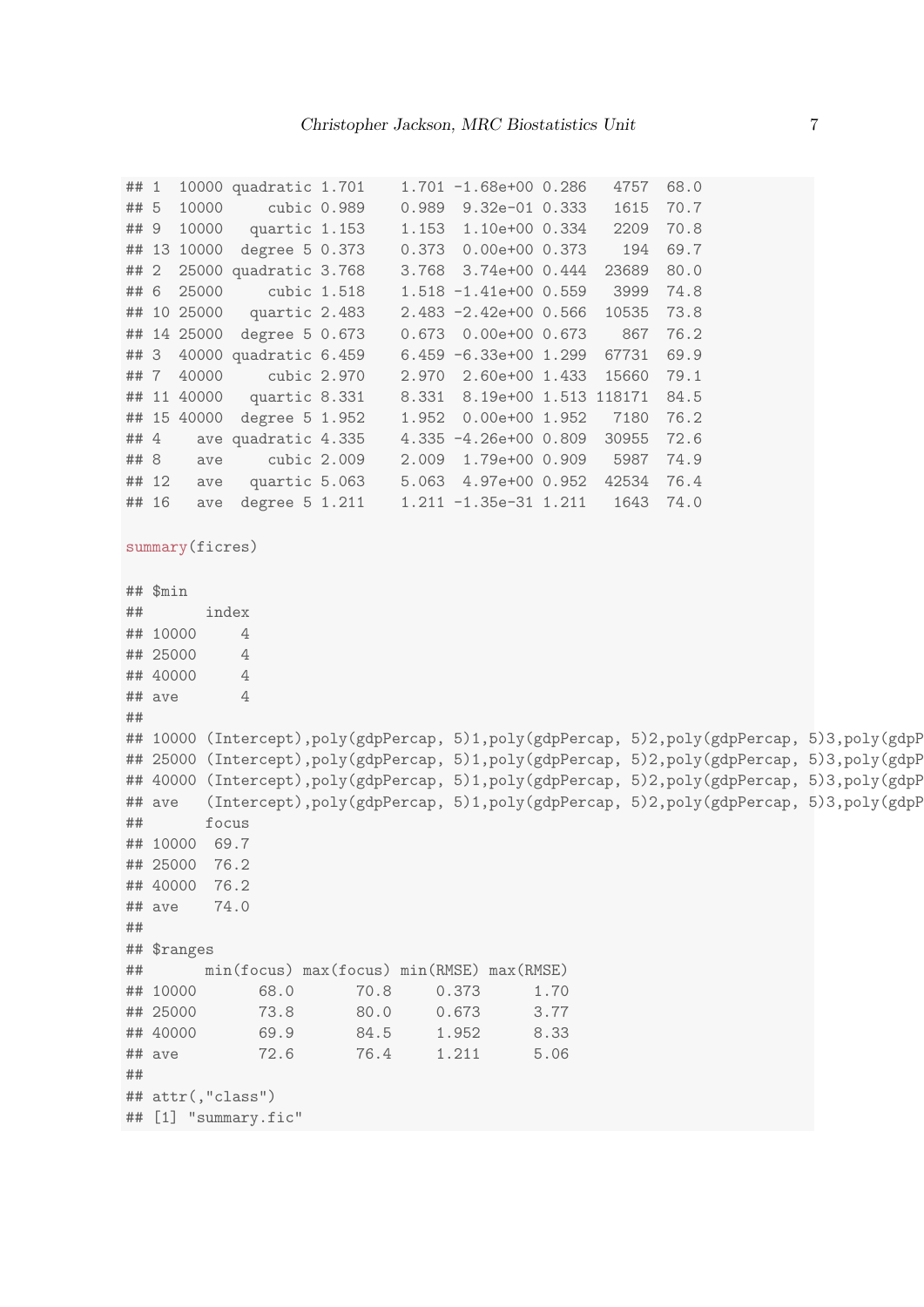```
## 1  10000 quadratic 1.701    1.701 -1.68e+00 0.286   4757  68.0
## 5  10000     cubic 0.989    0.989  9.32e-01 0.333   1615  70.7
## 9  10000   quartic 1.153    1.153  1.10e+00 0.334   2209  70.8
## 13 10000  degree 5 0.373    0.373  0.00e+00 0.373    194  69.7
## 2  25000 quadratic 3.768    3.768  3.74e+00 0.444  23689  80.0
## 6  25000     cubic 1.518    1.518 -1.41e+00 0.559   3999  74.8
## 10 25000   quartic 2.483    2.483 -2.42e+00 0.566  10535  73.8
## 14 25000  degree 5 0.673    0.673  0.00e+00 0.673    867  76.2
## 3  40000 quadratic 6.459    6.459 -6.33e+00 1.299  67731  69.9
## 7  40000     cubic 2.970    2.970  2.60e+00 1.433  15660  79.1
## 11 40000   quartic 8.331    8.331  8.19e+00 1.513 118171  84.5
## 15 40000  degree 5 1.952    1.952  0.00e+00 1.952   7180  76.2
## 4    ave quadratic 4.335    4.335 -4.26e+00 0.809  30955  72.6
## 8    ave     cubic 2.009    2.009  1.79e+00 0.909   5987  74.9
## 12   ave   quartic 5.063    5.063  4.97e+00 0.952  42534  76.4
## 16   ave  degree 5 1.211    1.211 -1.35e-31 1.211   1643  74.0
```

```r
summary(ficres)
```

```
## $min
##       index
## 10000     4
## 25000     4
## 40000     4
## ave       4
##
## 10000 (Intercept),poly(gdpPercap, 5)1,poly(gdpPercap, 5)2,poly(gdpPercap, 5)3,poly(gdpP
## 25000 (Intercept),poly(gdpPercap, 5)1,poly(gdpPercap, 5)2,poly(gdpPercap, 5)3,poly(gdpP
## 40000 (Intercept),poly(gdpPercap, 5)1,poly(gdpPercap, 5)2,poly(gdpPercap, 5)3,poly(gdpP
## ave   (Intercept),poly(gdpPercap, 5)1,poly(gdpPercap, 5)2,poly(gdpPercap, 5)3,poly(gdpP
##       focus
## 10000  69.7
## 25000  76.2
## 40000  76.2
## ave    74.0
##
## $ranges
##       min(focus) max(focus) min(RMSE) max(RMSE)
## 10000       68.0       70.8     0.373      1.70
## 25000       73.8       80.0     0.673      3.77
## 40000       69.9       84.5     1.952      8.33
## ave         72.6       76.4     1.211      5.06
##
## attr(,"class")
## [1] "summary.fic"
```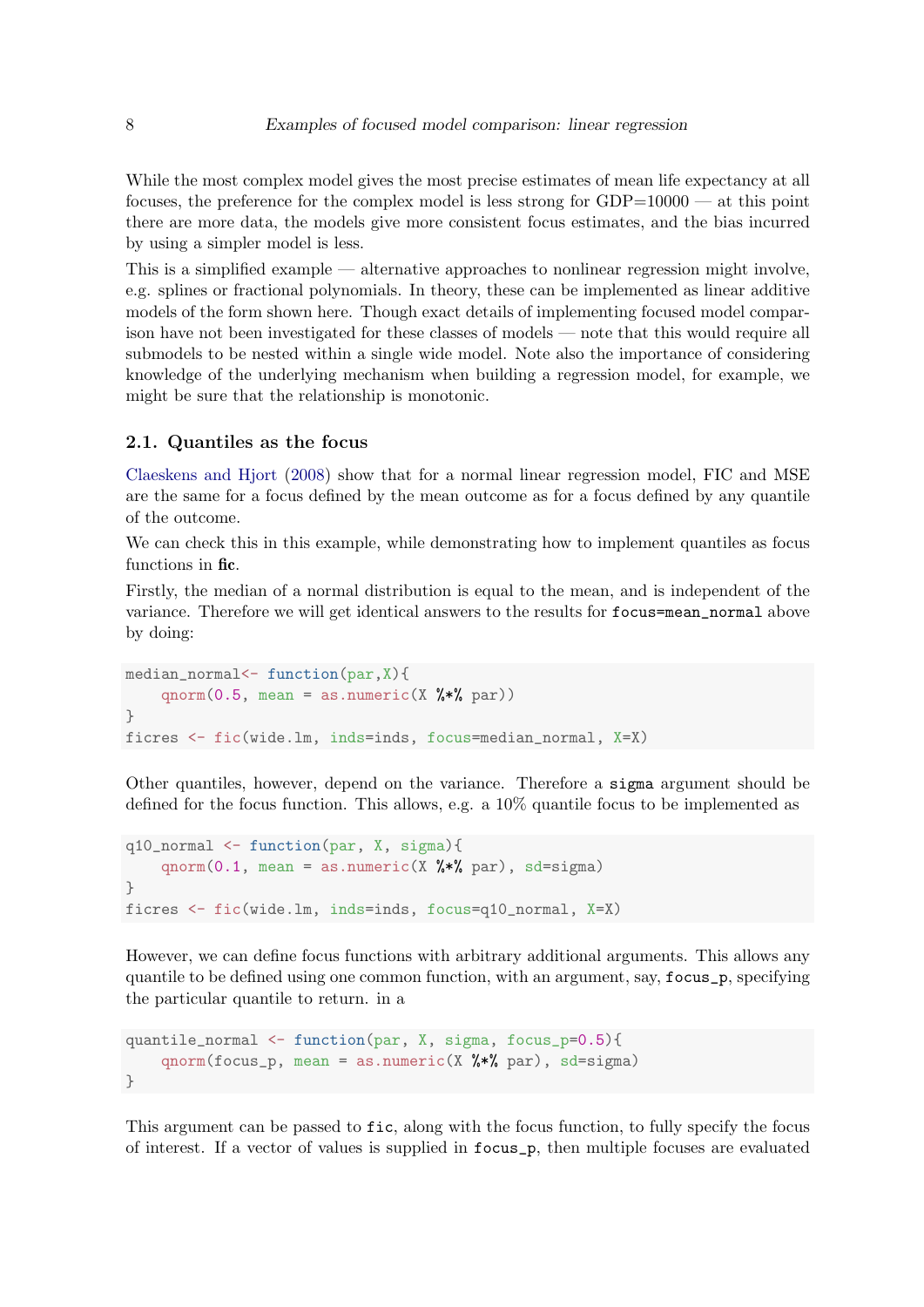While the most complex model gives the most precise estimates of mean life expectancy at all focuses, the preference for the complex model is less strong for GDP=10000 — at this point there are more data, the models give more consistent focus estimates, and the bias incurred by using a simpler model is less.

This is a simplified example — alternative approaches to nonlinear regression might involve, e.g. splines or fractional polynomials. In theory, these can be implemented as linear additive models of the form shown here. Though exact details of implementing focused model comparison have not been investigated for these classes of models — note that this would require all submodels to be nested within a single wide model. Note also the importance of considering knowledge of the underlying mechanism when building a regression model, for example, we might be sure that the relationship is monotonic.

## 2.1. Quantiles as the focus

Claeskens and Hjort (2008) show that for a normal linear regression model, FIC and MSE are the same for a focus defined by the mean outcome as for a focus defined by any quantile of the outcome.

We can check this in this example, while demonstrating how to implement quantiles as focus functions in **fic**.

Firstly, the median of a normal distribution is equal to the mean, and is independent of the variance. Therefore we will get identical answers to the results for `focus=mean_normal` above by doing:

```
median_normal<- function(par,X){
    qnorm(0.5, mean = as.numeric(X %*% par))
}
ficres <- fic(wide.lm, inds=inds, focus=median_normal, X=X)
```

Other quantiles, however, depend on the variance. Therefore a `sigma` argument should be defined for the focus function. This allows, e.g. a 10% quantile focus to be implemented as

```
q10_normal <- function(par, X, sigma){
    qnorm(0.1, mean = as.numeric(X %*% par), sd=sigma)
}
ficres <- fic(wide.lm, inds=inds, focus=q10_normal, X=X)
```

However, we can define focus functions with arbitrary additional arguments. This allows any quantile to be defined using one common function, with an argument, say, `focus_p`, specifying the particular quantile to return. in a

```
quantile_normal <- function(par, X, sigma, focus_p=0.5){
    qnorm(focus_p, mean = as.numeric(X %*% par), sd=sigma)
}
```

This argument can be passed to `fic`, along with the focus function, to fully specify the focus of interest. If a vector of values is supplied in `focus_p`, then multiple focuses are evaluated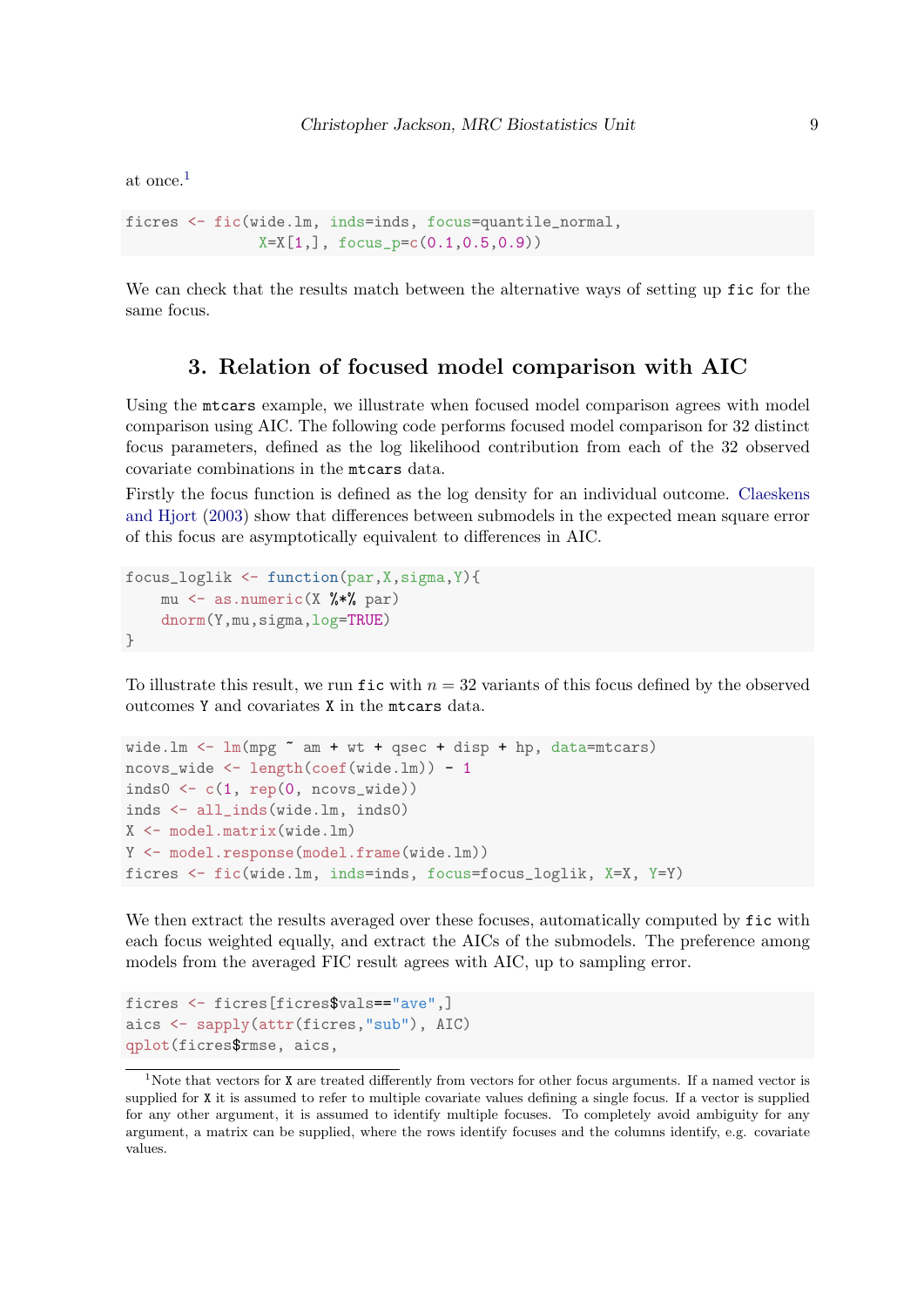at once.[1]

```
ficres <- fic(wide.lm, inds=inds, focus=quantile_normal,
              X=X[1,], focus_p=c(0.1,0.5,0.9))
```

We can check that the results match between the alternative ways of setting up `fic` for the same focus.

## 3. Relation of focused model comparison with AIC

Using the `mtcars` example, we illustrate when focused model comparison agrees with model comparison using AIC. The following code performs focused model comparison for 32 distinct focus parameters, defined as the log likelihood contribution from each of the 32 observed covariate combinations in the `mtcars` data.

Firstly the focus function is defined as the log density for an individual outcome. Claeskens and Hjort (2003) show that differences between submodels in the expected mean square error of this focus are asymptotically equivalent to differences in AIC.

```
focus_loglik <- function(par,X,sigma,Y){
    mu <- as.numeric(X %*% par)
    dnorm(Y,mu,sigma,log=TRUE)
}
```

To illustrate this result, we run `fic` with $n = 32$ variants of this focus defined by the observed outcomes `Y` and covariates `X` in the `mtcars` data.

```
wide.lm <- lm(mpg ~ am + wt + qsec + disp + hp, data=mtcars)
ncovs_wide <- length(coef(wide.lm)) - 1
inds0 <- c(1, rep(0, ncovs_wide))
inds <- all_inds(wide.lm, inds0)
X <- model.matrix(wide.lm)
Y <- model.response(model.frame(wide.lm))
ficres <- fic(wide.lm, inds=inds, focus=focus_loglik, X=X, Y=Y)
```

We then extract the results averaged over these focuses, automatically computed by `fic` with each focus weighted equally, and extract the AICs of the submodels. The preference among models from the averaged FIC result agrees with AIC, up to sampling error.

```
ficres <- ficres[ficres$vals=="ave",]
aics <- sapply(attr(ficres,"sub"), AIC)
qplot(ficres$rmse, aics,
```

[1] Note that vectors for `X` are treated differently from vectors for other focus arguments. If a named vector is supplied for `X` it is assumed to refer to multiple covariate values defining a single focus. If a vector is supplied for any other argument, it is assumed to identify multiple focuses. To completely avoid ambiguity for any argument, a matrix can be supplied, where the rows identify focuses and the columns identify, e.g. covariate values.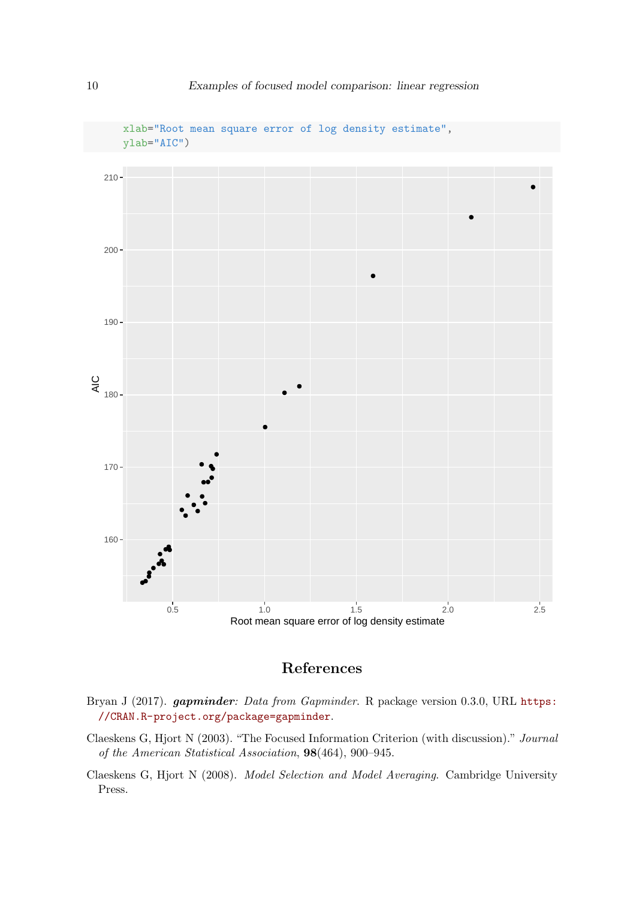```
    xlab="Root mean square error of log density estimate",
    ylab="AIC")
```

## References

Bryan J (2017). ***gapminder**: Data from Gapminder*. R package version 0.3.0, URL https://CRAN.R-project.org/package=gapminder.

Claeskens G, Hjort N (2003). "The Focused Information Criterion (with discussion)." *Journal of the American Statistical Association*, **98**(464), 900–945.

Claeskens G, Hjort N (2008). *Model Selection and Model Averaging*. Cambridge University Press.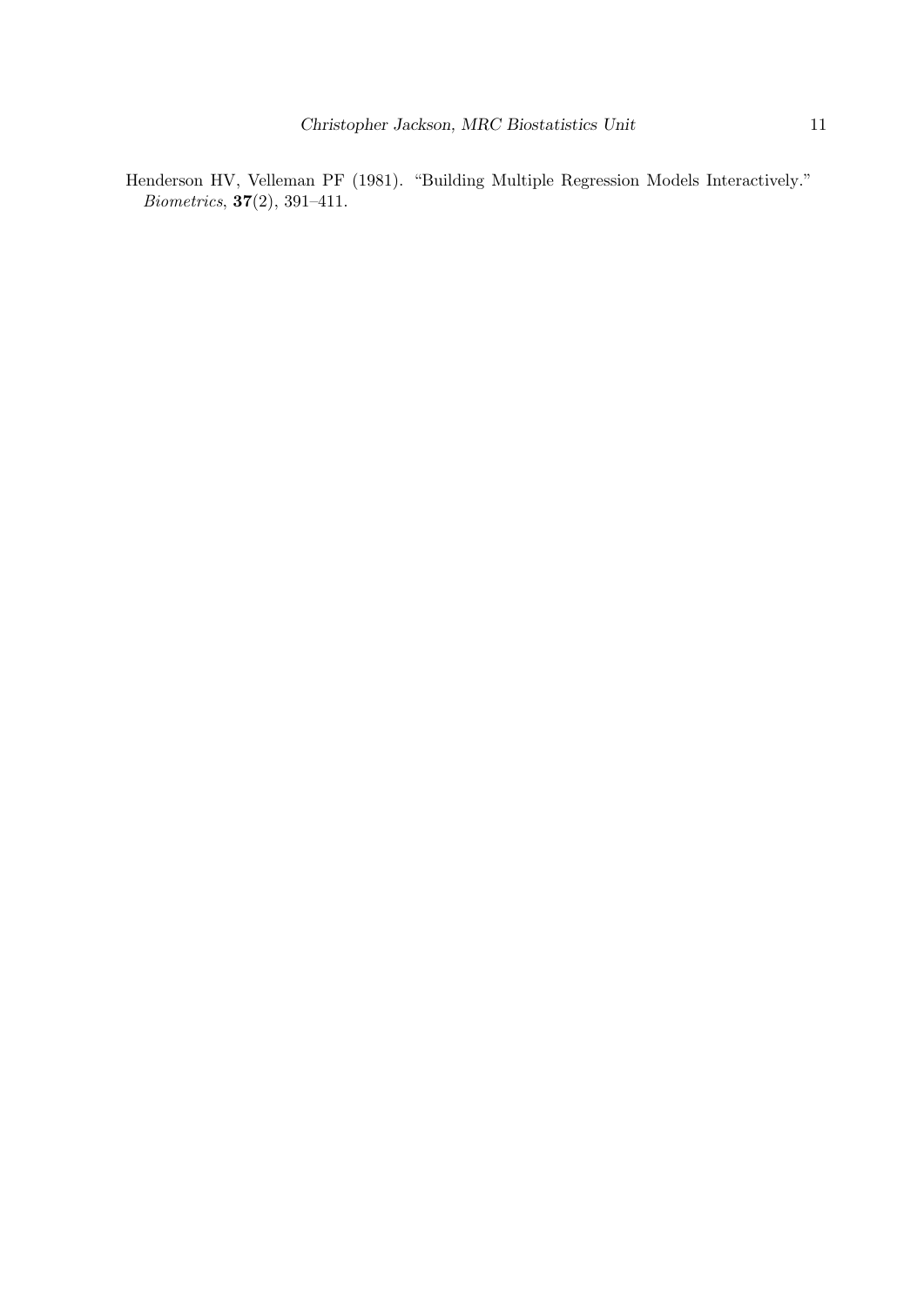Henderson HV, Velleman PF (1981). "Building Multiple Regression Models Interactively." *Biometrics*, **37**(2), 391–411.